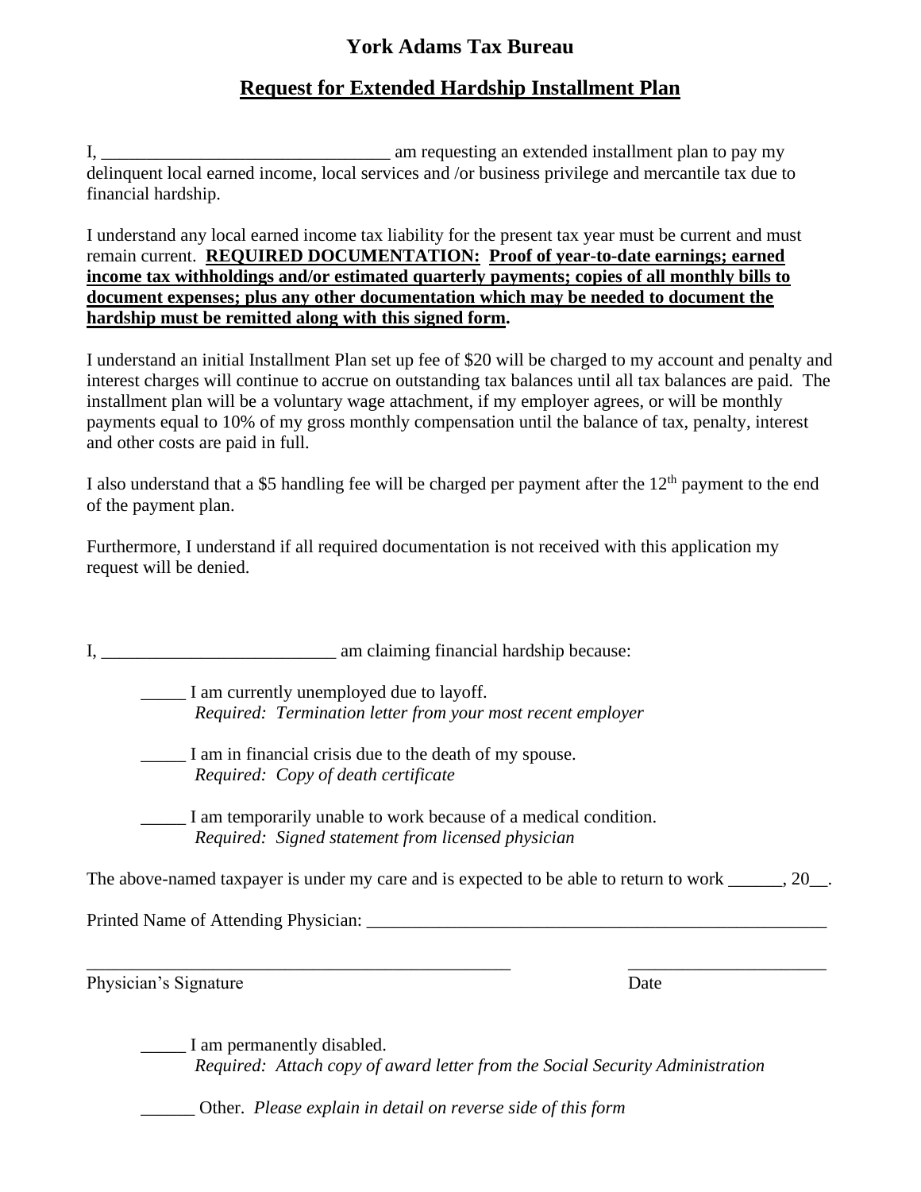# York Adams Tax Bureau

## <u>Request for Extended Hardship Installment Plan</u>

I, ________________________________ am requesting an extended installment plan to pay my delinquent local earned income, local services and /or business privilege and mercantile tax due to financial hardship.

I understand any local earned income tax liability for the present tax year must be current and must remain current. **<u>REQUIRED DOCUMENTATION:</u>** **<u>Proof of year-to-date earnings; earned income tax withholdings and/or estimated quarterly payments; copies of all monthly bills to document expenses; plus any other documentation which may be needed to document the hardship must be remitted along with this signed form</u>.**

I understand an initial Installment Plan set up fee of $20 will be charged to my account and penalty and interest charges will continue to accrue on outstanding tax balances until all tax balances are paid. The installment plan will be a voluntary wage attachment, if my employer agrees, or will be monthly payments equal to 10% of my gross monthly compensation until the balance of tax, penalty, interest and other costs are paid in full.

I also understand that a $5 handling fee will be charged per payment after the 12th payment to the end of the payment plan.

Furthermore, I understand if all required documentation is not received with this application my request will be denied.

I, __________________________ am claiming financial hardship because:

_____ I am currently unemployed due to layoff.
*Required: Termination letter from your most recent employer*

_____ I am in financial crisis due to the death of my spouse.
*Required: Copy of death certificate*

_____ I am temporarily unable to work because of a medical condition.
*Required: Signed statement from licensed physician*

The above-named taxpayer is under my care and is expected to be able to return to work ______, 20__.

Printed Name of Attending Physician: _____________________________________________________

_________________________________________________ ______________________
Physician's Signature Date

_____ I am permanently disabled.
*Required: Attach copy of award letter from the Social Security Administration*

______ Other. *Please explain in detail on reverse side of this form*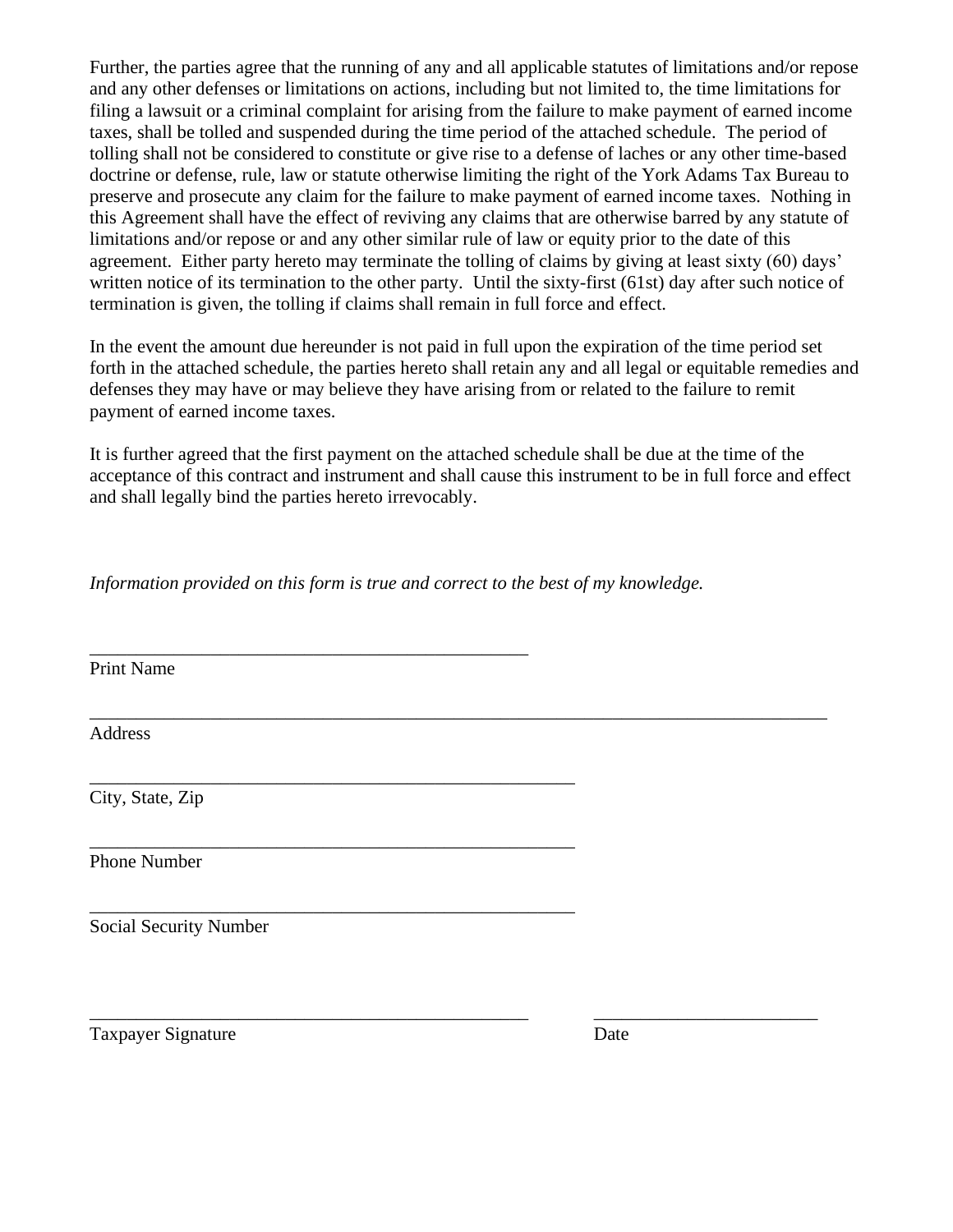Further, the parties agree that the running of any and all applicable statutes of limitations and/or repose and any other defenses or limitations on actions, including but not limited to, the time limitations for filing a lawsuit or a criminal complaint for arising from the failure to make payment of earned income taxes, shall be tolled and suspended during the time period of the attached schedule. The period of tolling shall not be considered to constitute or give rise to a defense of laches or any other time-based doctrine or defense, rule, law or statute otherwise limiting the right of the York Adams Tax Bureau to preserve and prosecute any claim for the failure to make payment of earned income taxes. Nothing in this Agreement shall have the effect of reviving any claims that are otherwise barred by any statute of limitations and/or repose or and any other similar rule of law or equity prior to the date of this agreement. Either party hereto may terminate the tolling of claims by giving at least sixty (60) days' written notice of its termination to the other party. Until the sixty-first (61st) day after such notice of termination is given, the tolling if claims shall remain in full force and effect.

In the event the amount due hereunder is not paid in full upon the expiration of the time period set forth in the attached schedule, the parties hereto shall retain any and all legal or equitable remedies and defenses they may have or may believe they have arising from or related to the failure to remit payment of earned income taxes.

It is further agreed that the first payment on the attached schedule shall be due at the time of the acceptance of this contract and instrument and shall cause this instrument to be in full force and effect and shall legally bind the parties hereto irrevocably.

*Information provided on this form is true and correct to the best of my knowledge.*

_______________________________________________
Print Name

________________________________________________________________________________
Address

_____________________________________________________
City, State, Zip

_____________________________________________________
Phone Number

_____________________________________________________
Social Security Number

_______________________________________________ ________________________
Taxpayer Signature Date